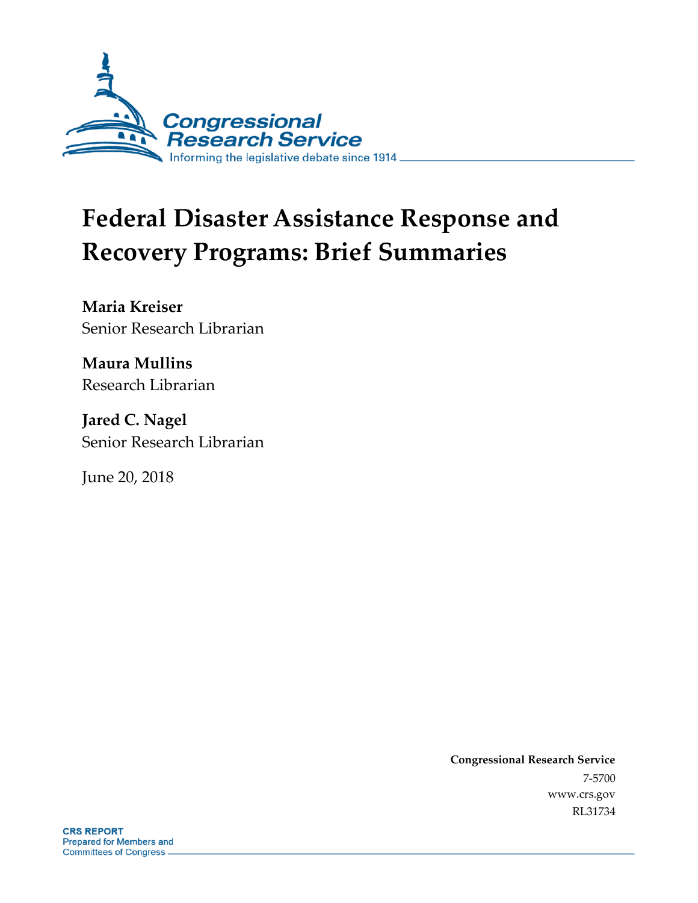Congressional Research Service

Informing the legislative debate since 1914

# Federal Disaster Assistance Response and Recovery Programs: Brief Summaries

**Maria Kreiser**
Senior Research Librarian

**Maura Mullins**
Research Librarian

**Jared C. Nagel**
Senior Research Librarian

June 20, 2018

**Congressional Research Service**
7-5700
www.crs.gov
RL31734

**CRS REPORT**
Prepared for Members and
Committees of Congress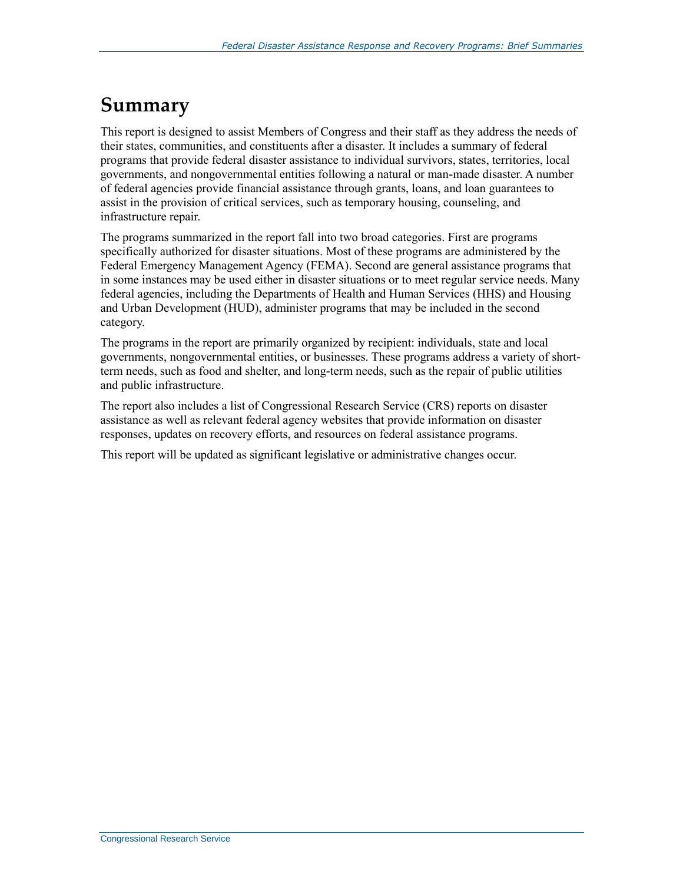# Summary

This report is designed to assist Members of Congress and their staff as they address the needs of their states, communities, and constituents after a disaster. It includes a summary of federal programs that provide federal disaster assistance to individual survivors, states, territories, local governments, and nongovernmental entities following a natural or man-made disaster. A number of federal agencies provide financial assistance through grants, loans, and loan guarantees to assist in the provision of critical services, such as temporary housing, counseling, and infrastructure repair.

The programs summarized in the report fall into two broad categories. First are programs specifically authorized for disaster situations. Most of these programs are administered by the Federal Emergency Management Agency (FEMA). Second are general assistance programs that in some instances may be used either in disaster situations or to meet regular service needs. Many federal agencies, including the Departments of Health and Human Services (HHS) and Housing and Urban Development (HUD), administer programs that may be included in the second category.

The programs in the report are primarily organized by recipient: individuals, state and local governments, nongovernmental entities, or businesses. These programs address a variety of short-term needs, such as food and shelter, and long-term needs, such as the repair of public utilities and public infrastructure.

The report also includes a list of Congressional Research Service (CRS) reports on disaster assistance as well as relevant federal agency websites that provide information on disaster responses, updates on recovery efforts, and resources on federal assistance programs.

This report will be updated as significant legislative or administrative changes occur.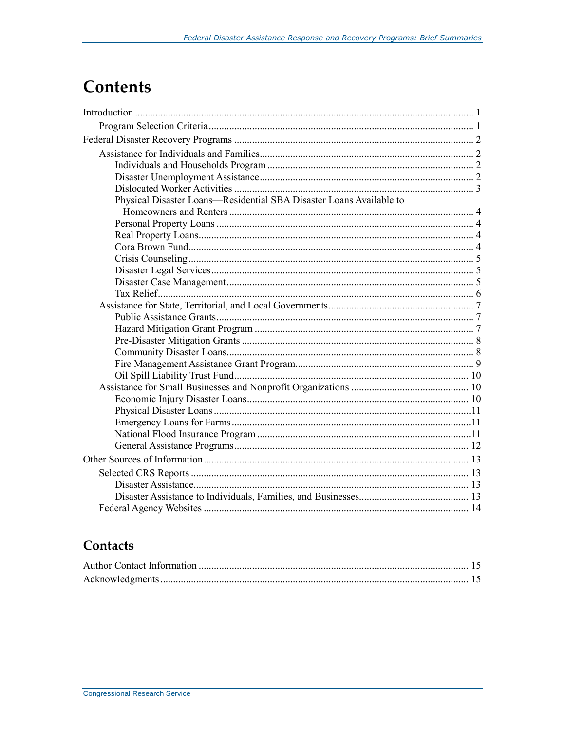# Contents

Introduction ........................................................................................................................ 1
  Program Selection Criteria ............................................................................................ 1
Federal Disaster Recovery Programs ................................................................................. 2
  Assistance for Individuals and Families.......................................................................... 2
    Individuals and Households Program ........................................................................ 2
    Disaster Unemployment Assistance........................................................................... 2
    Dislocated Worker Activities ..................................................................................... 3
    Physical Disaster Loans—Residential SBA Disaster Loans Available to Homeowners and Renters .................................................................................................. 4
    Personal Property Loans ............................................................................................ 4
    Real Property Loans.................................................................................................... 4
    Cora Brown Fund........................................................................................................ 4
    Crisis Counseling ........................................................................................................ 5
    Disaster Legal Services ............................................................................................... 5
    Disaster Case Management ........................................................................................ 5
    Tax Relief.................................................................................................................... 6
  Assistance for State, Territorial, and Local Governments.............................................. 7
    Public Assistance Grants............................................................................................. 7
    Hazard Mitigation Grant Program .............................................................................. 7
    Pre-Disaster Mitigation Grants ................................................................................... 8
    Community Disaster Loans......................................................................................... 8
    Fire Management Assistance Grant Program.............................................................. 9
    Oil Spill Liability Trust Fund.................................................................................... 10
  Assistance for Small Businesses and Nonprofit Organizations .................................. 10
    Economic Injury Disaster Loans............................................................................... 10
    Physical Disaster Loans............................................................................................ 11
    Emergency Loans for Farms .................................................................................... 11
    National Flood Insurance Program .......................................................................... 11
    General Assistance Programs................................................................................... 12
Other Sources of Information ........................................................................................... 13
  Selected CRS Reports .................................................................................................. 13
    Disaster Assistance.................................................................................................... 13
    Disaster Assistance to Individuals, Families, and Businesses.................................. 13
  Federal Agency Websites ............................................................................................. 14

## Contacts

Author Contact Information ............................................................................................. 15
Acknowledgments ............................................................................................................. 15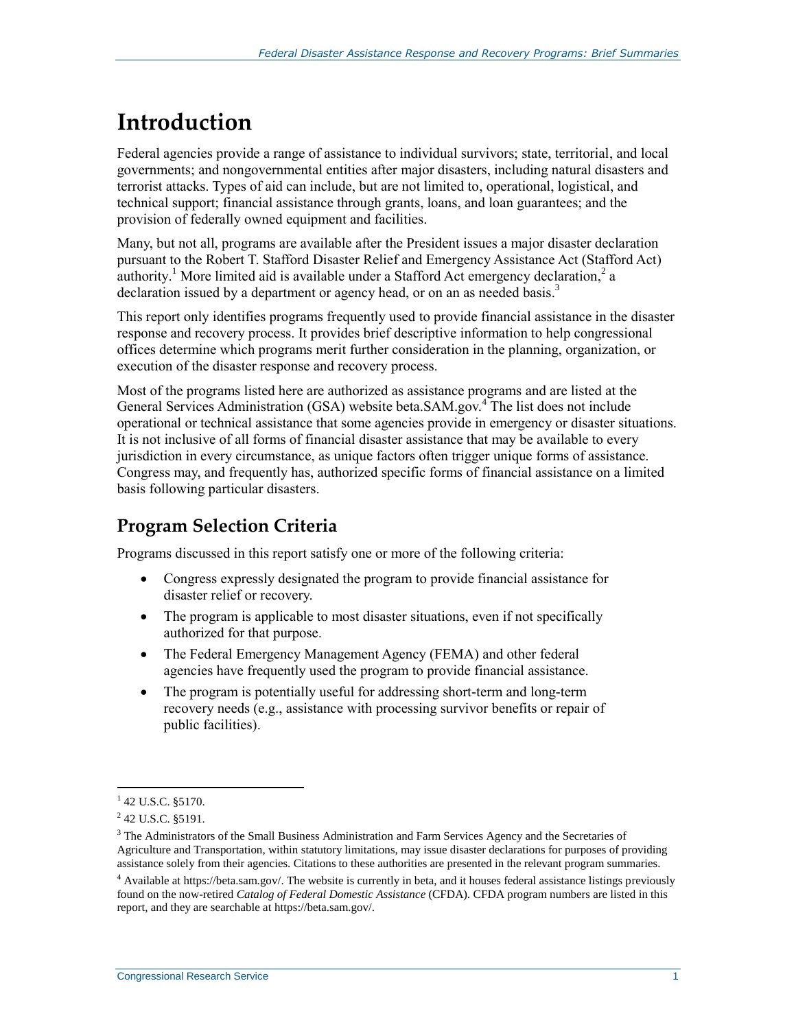# Introduction

Federal agencies provide a range of assistance to individual survivors; state, territorial, and local governments; and nongovernmental entities after major disasters, including natural disasters and terrorist attacks. Types of aid can include, but are not limited to, operational, logistical, and technical support; financial assistance through grants, loans, and loan guarantees; and the provision of federally owned equipment and facilities.

Many, but not all, programs are available after the President issues a major disaster declaration pursuant to the Robert T. Stafford Disaster Relief and Emergency Assistance Act (Stafford Act) authority.[1] More limited aid is available under a Stafford Act emergency declaration,[2] a declaration issued by a department or agency head, or on an as needed basis.[3]

This report only identifies programs frequently used to provide financial assistance in the disaster response and recovery process. It provides brief descriptive information to help congressional offices determine which programs merit further consideration in the planning, organization, or execution of the disaster response and recovery process.

Most of the programs listed here are authorized as assistance programs and are listed at the General Services Administration (GSA) website beta.SAM.gov.[4] The list does not include operational or technical assistance that some agencies provide in emergency or disaster situations. It is not inclusive of all forms of financial disaster assistance that may be available to every jurisdiction in every circumstance, as unique factors often trigger unique forms of assistance. Congress may, and frequently has, authorized specific forms of financial assistance on a limited basis following particular disasters.

## Program Selection Criteria

Programs discussed in this report satisfy one or more of the following criteria:

- Congress expressly designated the program to provide financial assistance for disaster relief or recovery.
- The program is applicable to most disaster situations, even if not specifically authorized for that purpose.
- The Federal Emergency Management Agency (FEMA) and other federal agencies have frequently used the program to provide financial assistance.
- The program is potentially useful for addressing short-term and long-term recovery needs (e.g., assistance with processing survivor benefits or repair of public facilities).

---

[1] 42 U.S.C. §5170.

[2] 42 U.S.C. §5191.

[3] The Administrators of the Small Business Administration and Farm Services Agency and the Secretaries of Agriculture and Transportation, within statutory limitations, may issue disaster declarations for purposes of providing assistance solely from their agencies. Citations to these authorities are presented in the relevant program summaries.

[4] Available at https://beta.sam.gov/. The website is currently in beta, and it houses federal assistance listings previously found on the now-retired *Catalog of Federal Domestic Assistance* (CFDA). CFDA program numbers are listed in this report, and they are searchable at https://beta.sam.gov/.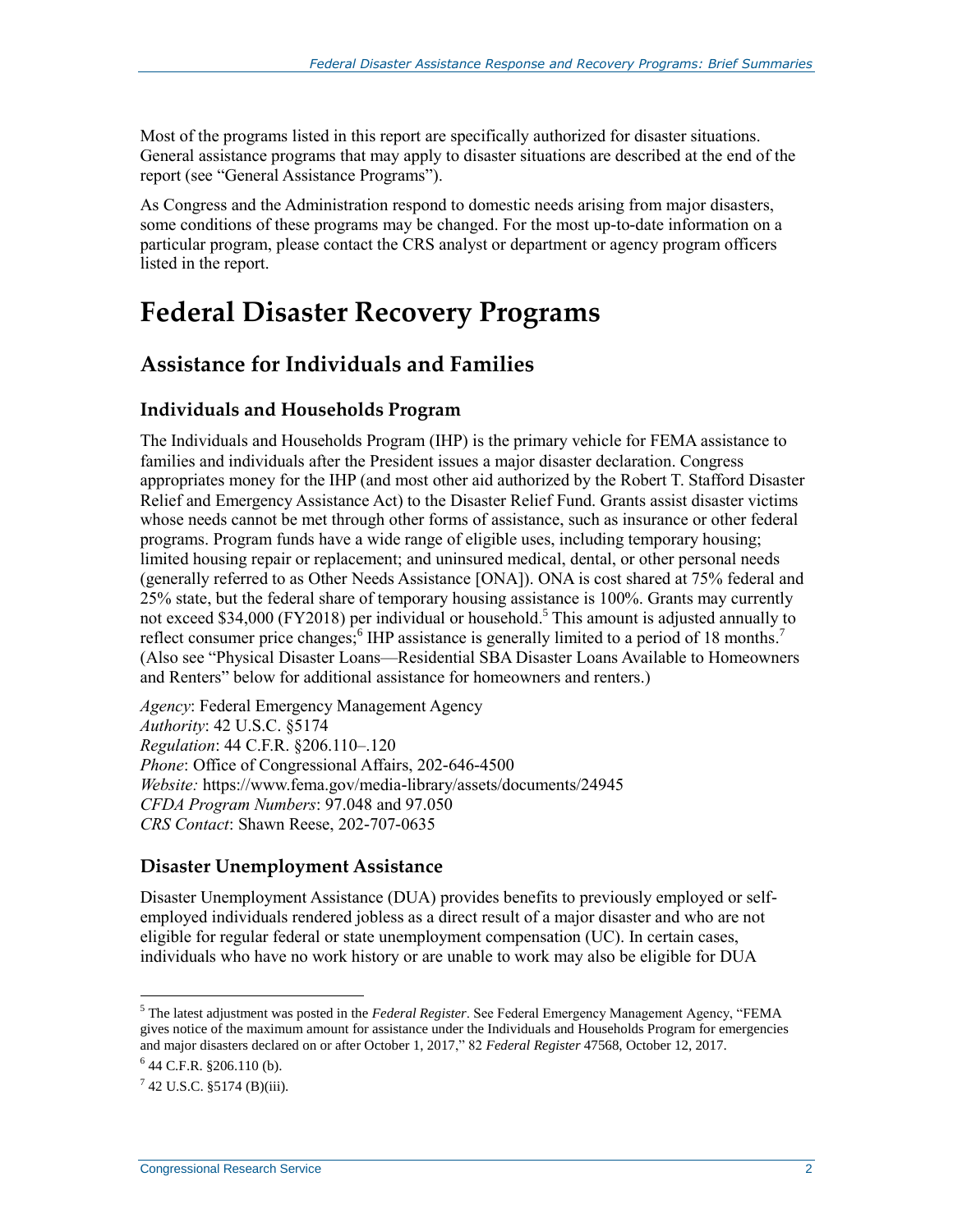Most of the programs listed in this report are specifically authorized for disaster situations. General assistance programs that may apply to disaster situations are described at the end of the report (see "General Assistance Programs").

As Congress and the Administration respond to domestic needs arising from major disasters, some conditions of these programs may be changed. For the most up-to-date information on a particular program, please contact the CRS analyst or department or agency program officers listed in the report.

# Federal Disaster Recovery Programs

## Assistance for Individuals and Families

### Individuals and Households Program

The Individuals and Households Program (IHP) is the primary vehicle for FEMA assistance to families and individuals after the President issues a major disaster declaration. Congress appropriates money for the IHP (and most other aid authorized by the Robert T. Stafford Disaster Relief and Emergency Assistance Act) to the Disaster Relief Fund. Grants assist disaster victims whose needs cannot be met through other forms of assistance, such as insurance or other federal programs. Program funds have a wide range of eligible uses, including temporary housing; limited housing repair or replacement; and uninsured medical, dental, or other personal needs (generally referred to as Other Needs Assistance [ONA]). ONA is cost shared at 75% federal and 25% state, but the federal share of temporary housing assistance is 100%. Grants may currently not exceed $34,000 (FY2018) per individual or household.[5] This amount is adjusted annually to reflect consumer price changes;[6] IHP assistance is generally limited to a period of 18 months.[7] (Also see "Physical Disaster Loans—Residential SBA Disaster Loans Available to Homeowners and Renters" below for additional assistance for homeowners and renters.)

*Agency*: Federal Emergency Management Agency
*Authority*: 42 U.S.C. §5174
*Regulation*: 44 C.F.R. §206.110–.120
*Phone*: Office of Congressional Affairs, 202-646-4500
*Website:* https://www.fema.gov/media-library/assets/documents/24945
*CFDA Program Numbers*: 97.048 and 97.050
*CRS Contact*: Shawn Reese, 202-707-0635

### Disaster Unemployment Assistance

Disaster Unemployment Assistance (DUA) provides benefits to previously employed or self-employed individuals rendered jobless as a direct result of a major disaster and who are not eligible for regular federal or state unemployment compensation (UC). In certain cases, individuals who have no work history or are unable to work may also be eligible for DUA

---

[5] The latest adjustment was posted in the *Federal Register*. See Federal Emergency Management Agency, "FEMA gives notice of the maximum amount for assistance under the Individuals and Households Program for emergencies and major disasters declared on or after October 1, 2017," 82 *Federal Register* 47568, October 12, 2017.

[6] 44 C.F.R. §206.110 (b).

[7] 42 U.S.C. §5174 (B)(iii).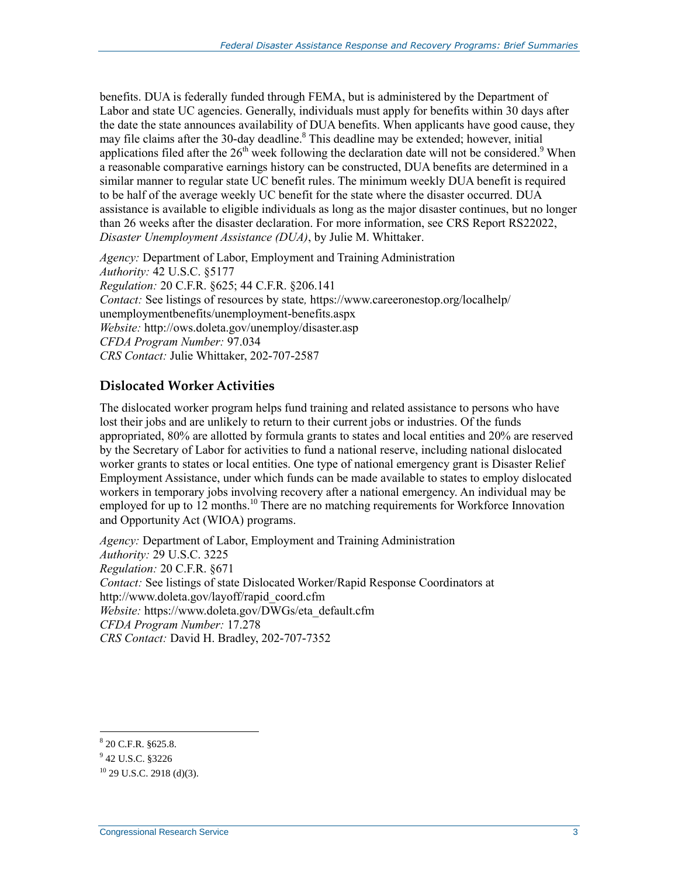benefits. DUA is federally funded through FEMA, but is administered by the Department of Labor and state UC agencies. Generally, individuals must apply for benefits within 30 days after the date the state announces availability of DUA benefits. When applicants have good cause, they may file claims after the 30-day deadline.[8] This deadline may be extended; however, initial applications filed after the 26th week following the declaration date will not be considered.[9] When a reasonable comparative earnings history can be constructed, DUA benefits are determined in a similar manner to regular state UC benefit rules. The minimum weekly DUA benefit is required to be half of the average weekly UC benefit for the state where the disaster occurred. DUA assistance is available to eligible individuals as long as the major disaster continues, but no longer than 26 weeks after the disaster declaration. For more information, see CRS Report RS22022, *Disaster Unemployment Assistance (DUA)*, by Julie M. Whittaker.

*Agency:* Department of Labor, Employment and Training Administration
*Authority:* 42 U.S.C. §5177
*Regulation:* 20 C.F.R. §625; 44 C.F.R. §206.141
*Contact:* See listings of resources by state*,* https://www.careeronestop.org/localhelp/unemploymentbenefits/unemployment-benefits.aspx
*Website:* http://ows.doleta.gov/unemploy/disaster.asp
*CFDA Program Number:* 97.034
*CRS Contact:* Julie Whittaker, 202-707-2587

## Dislocated Worker Activities

The dislocated worker program helps fund training and related assistance to persons who have lost their jobs and are unlikely to return to their current jobs or industries. Of the funds appropriated, 80% are allotted by formula grants to states and local entities and 20% are reserved by the Secretary of Labor for activities to fund a national reserve, including national dislocated worker grants to states or local entities. One type of national emergency grant is Disaster Relief Employment Assistance, under which funds can be made available to states to employ dislocated workers in temporary jobs involving recovery after a national emergency. An individual may be employed for up to 12 months.[10] There are no matching requirements for Workforce Innovation and Opportunity Act (WIOA) programs.

*Agency:* Department of Labor, Employment and Training Administration
*Authority:* 29 U.S.C. 3225
*Regulation:* 20 C.F.R. §671
*Contact:* See listings of state Dislocated Worker/Rapid Response Coordinators at http://www.doleta.gov/layoff/rapid_coord.cfm
*Website:* https://www.doleta.gov/DWGs/eta_default.cfm
*CFDA Program Number:* 17.278
*CRS Contact:* David H. Bradley, 202-707-7352

---

[8] 20 C.F.R. §625.8.

[9] 42 U.S.C. §3226

[10] 29 U.S.C. 2918 (d)(3).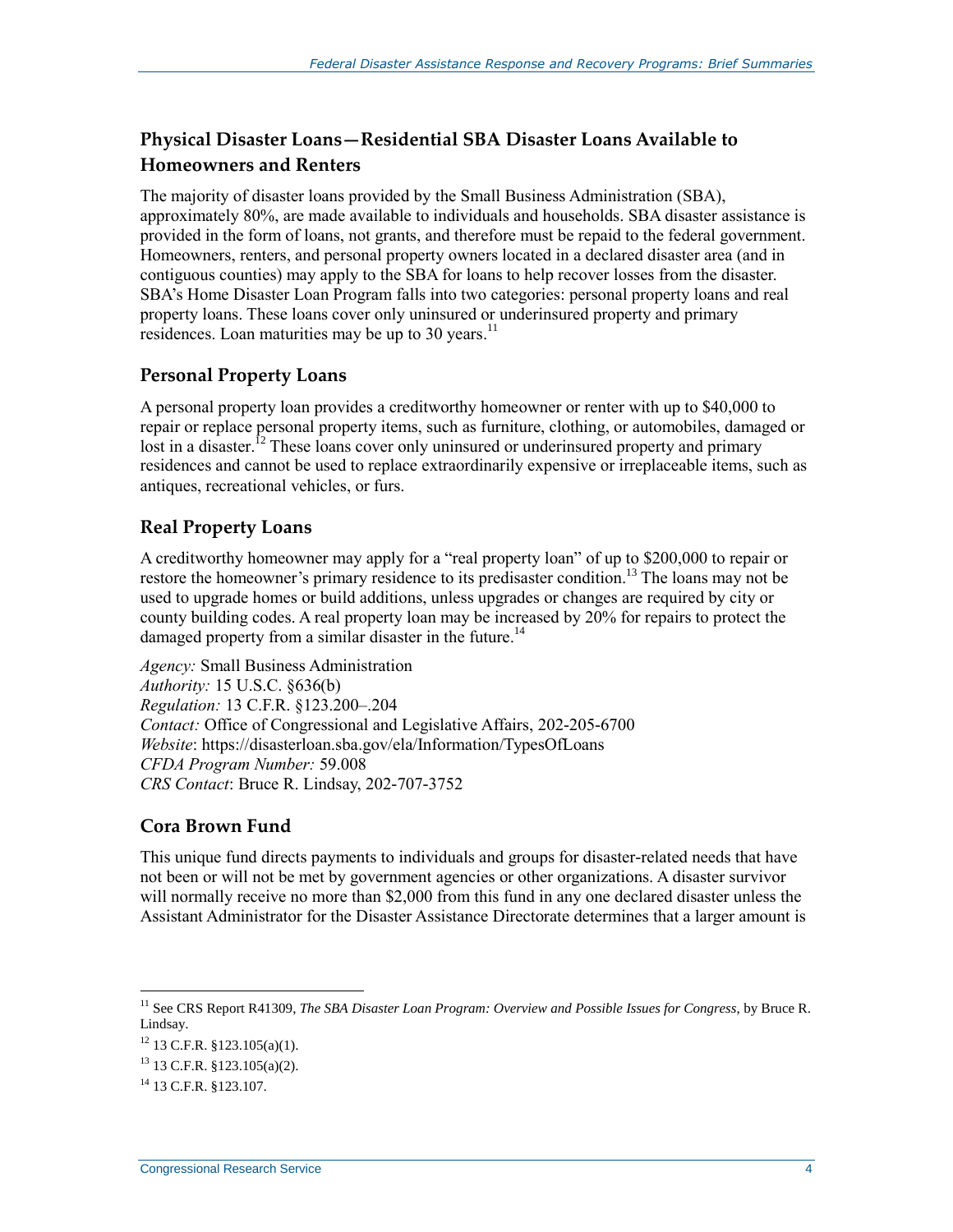### Physical Disaster Loans—Residential SBA Disaster Loans Available to Homeowners and Renters

The majority of disaster loans provided by the Small Business Administration (SBA), approximately 80%, are made available to individuals and households. SBA disaster assistance is provided in the form of loans, not grants, and therefore must be repaid to the federal government. Homeowners, renters, and personal property owners located in a declared disaster area (and in contiguous counties) may apply to the SBA for loans to help recover losses from the disaster. SBA's Home Disaster Loan Program falls into two categories: personal property loans and real property loans. These loans cover only uninsured or underinsured property and primary residences. Loan maturities may be up to 30 years.[11]

### Personal Property Loans

A personal property loan provides a creditworthy homeowner or renter with up to $40,000 to repair or replace personal property items, such as furniture, clothing, or automobiles, damaged or lost in a disaster.[12] These loans cover only uninsured or underinsured property and primary residences and cannot be used to replace extraordinarily expensive or irreplaceable items, such as antiques, recreational vehicles, or furs.

### Real Property Loans

A creditworthy homeowner may apply for a "real property loan" of up to $200,000 to repair or restore the homeowner's primary residence to its predisaster condition.[13] The loans may not be used to upgrade homes or build additions, unless upgrades or changes are required by city or county building codes. A real property loan may be increased by 20% for repairs to protect the damaged property from a similar disaster in the future.[14]

*Agency:* Small Business Administration
*Authority:* 15 U.S.C. §636(b)
*Regulation:* 13 C.F.R. §123.200–.204
*Contact:* Office of Congressional and Legislative Affairs, 202-205-6700
*Website*: https://disasterloan.sba.gov/ela/Information/TypesOfLoans
*CFDA Program Number:* 59.008
*CRS Contact*: Bruce R. Lindsay, 202-707-3752

### Cora Brown Fund

This unique fund directs payments to individuals and groups for disaster-related needs that have not been or will not be met by government agencies or other organizations. A disaster survivor will normally receive no more than $2,000 from this fund in any one declared disaster unless the Assistant Administrator for the Disaster Assistance Directorate determines that a larger amount is

---

[11] See CRS Report R41309, *The SBA Disaster Loan Program: Overview and Possible Issues for Congress*, by Bruce R. Lindsay.

[12] 13 C.F.R. §123.105(a)(1).

[13] 13 C.F.R. §123.105(a)(2).

[14] 13 C.F.R. §123.107.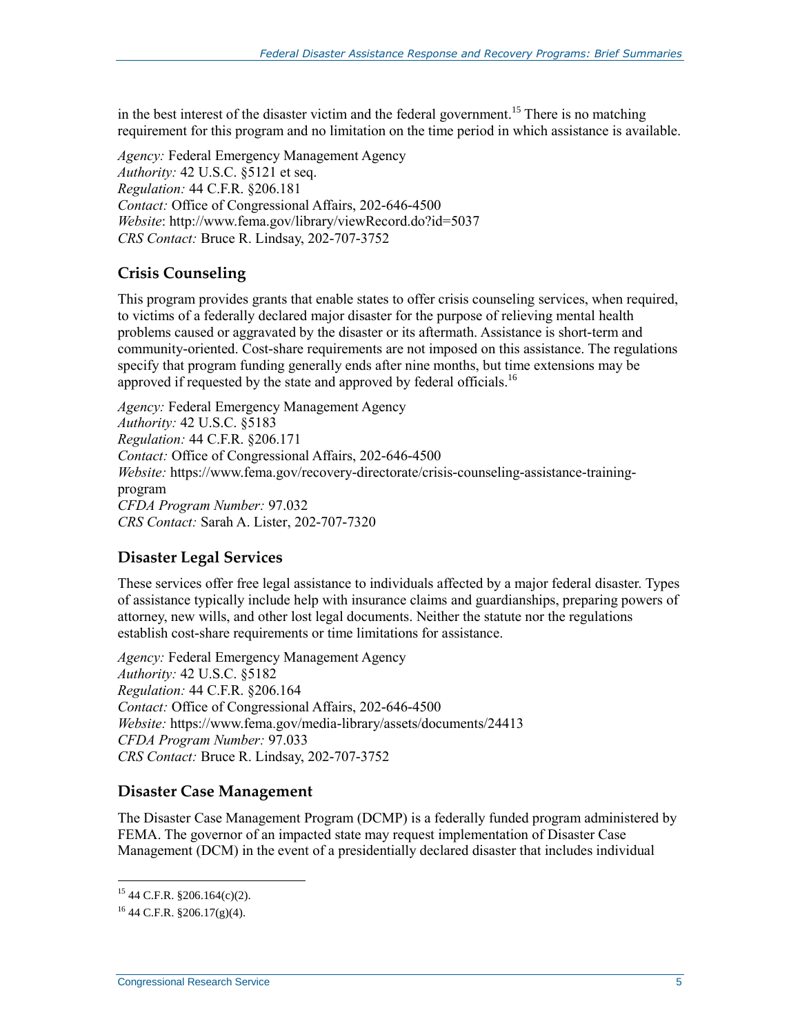in the best interest of the disaster victim and the federal government.[15] There is no matching requirement for this program and no limitation on the time period in which assistance is available.

*Agency:* Federal Emergency Management Agency  
*Authority:* 42 U.S.C. §5121 et seq.  
*Regulation:* 44 C.F.R. §206.181  
*Contact:* Office of Congressional Affairs, 202-646-4500  
*Website*: http://www.fema.gov/library/viewRecord.do?id=5037  
*CRS Contact:* Bruce R. Lindsay, 202-707-3752

## Crisis Counseling

This program provides grants that enable states to offer crisis counseling services, when required, to victims of a federally declared major disaster for the purpose of relieving mental health problems caused or aggravated by the disaster or its aftermath. Assistance is short-term and community-oriented. Cost-share requirements are not imposed on this assistance. The regulations specify that program funding generally ends after nine months, but time extensions may be approved if requested by the state and approved by federal officials.[16]

*Agency:* Federal Emergency Management Agency  
*Authority:* 42 U.S.C. §5183  
*Regulation:* 44 C.F.R. §206.171  
*Contact:* Office of Congressional Affairs, 202-646-4500  
*Website:* https://www.fema.gov/recovery-directorate/crisis-counseling-assistance-training-program  
*CFDA Program Number:* 97.032  
*CRS Contact:* Sarah A. Lister, 202-707-7320

## Disaster Legal Services

These services offer free legal assistance to individuals affected by a major federal disaster. Types of assistance typically include help with insurance claims and guardianships, preparing powers of attorney, new wills, and other lost legal documents. Neither the statute nor the regulations establish cost-share requirements or time limitations for assistance.

*Agency:* Federal Emergency Management Agency  
*Authority:* 42 U.S.C. §5182  
*Regulation:* 44 C.F.R. §206.164  
*Contact:* Office of Congressional Affairs, 202-646-4500  
*Website:* https://www.fema.gov/media-library/assets/documents/24413  
*CFDA Program Number:* 97.033  
*CRS Contact:* Bruce R. Lindsay, 202-707-3752

## Disaster Case Management

The Disaster Case Management Program (DCMP) is a federally funded program administered by FEMA. The governor of an impacted state may request implementation of Disaster Case Management (DCM) in the event of a presidentially declared disaster that includes individual

---

[15] 44 C.F.R. §206.164(c)(2).

[16] 44 C.F.R. §206.17(g)(4).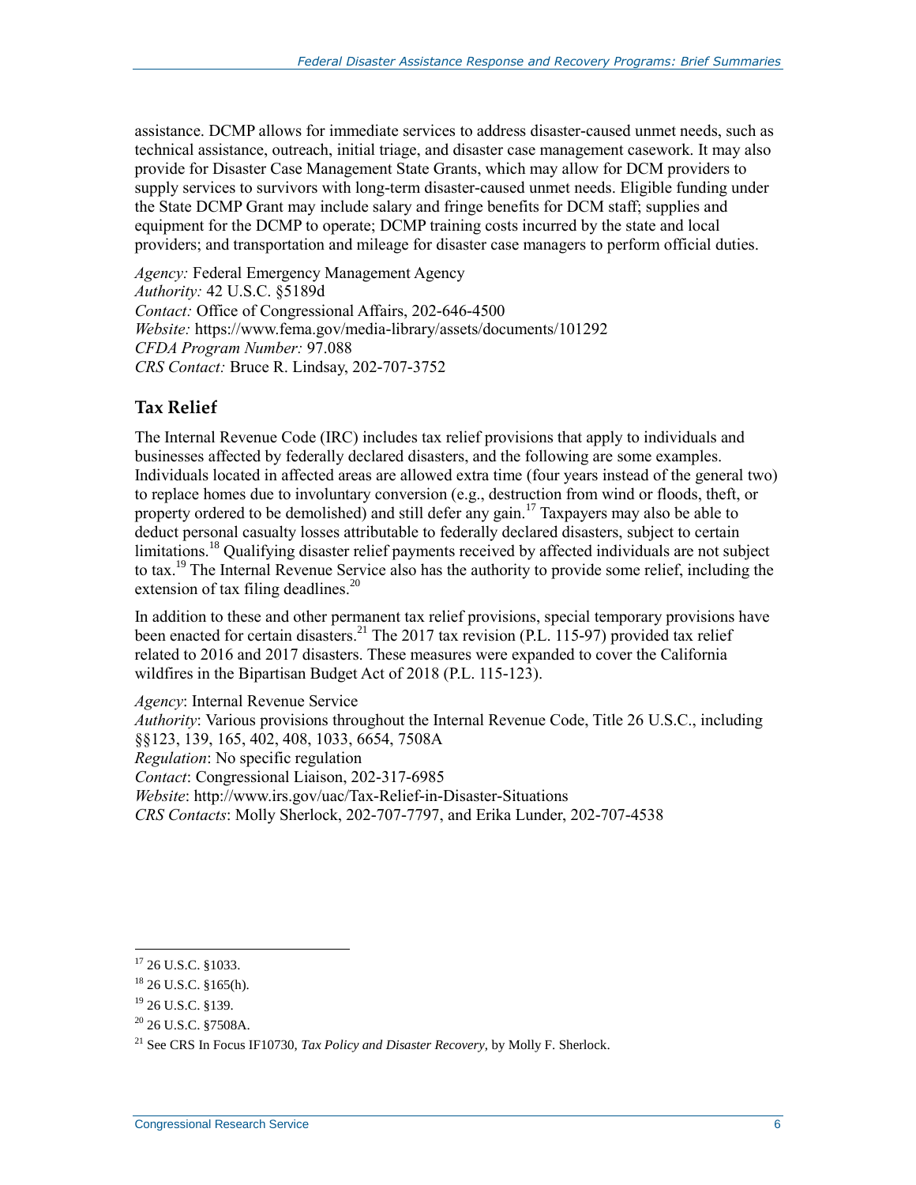assistance. DCMP allows for immediate services to address disaster-caused unmet needs, such as technical assistance, outreach, initial triage, and disaster case management casework. It may also provide for Disaster Case Management State Grants, which may allow for DCM providers to supply services to survivors with long-term disaster-caused unmet needs. Eligible funding under the State DCMP Grant may include salary and fringe benefits for DCM staff; supplies and equipment for the DCMP to operate; DCMP training costs incurred by the state and local providers; and transportation and mileage for disaster case managers to perform official duties.

*Agency:* Federal Emergency Management Agency
*Authority:* 42 U.S.C. §5189d
*Contact:* Office of Congressional Affairs, 202-646-4500
*Website:* https://www.fema.gov/media-library/assets/documents/101292
*CFDA Program Number:* 97.088
*CRS Contact:* Bruce R. Lindsay, 202-707-3752

## Tax Relief

The Internal Revenue Code (IRC) includes tax relief provisions that apply to individuals and businesses affected by federally declared disasters, and the following are some examples. Individuals located in affected areas are allowed extra time (four years instead of the general two) to replace homes due to involuntary conversion (e.g., destruction from wind or floods, theft, or property ordered to be demolished) and still defer any gain.[17] Taxpayers may also be able to deduct personal casualty losses attributable to federally declared disasters, subject to certain limitations.[18] Qualifying disaster relief payments received by affected individuals are not subject to tax.[19] The Internal Revenue Service also has the authority to provide some relief, including the extension of tax filing deadlines.[20]

In addition to these and other permanent tax relief provisions, special temporary provisions have been enacted for certain disasters.[21] The 2017 tax revision (P.L. 115-97) provided tax relief related to 2016 and 2017 disasters. These measures were expanded to cover the California wildfires in the Bipartisan Budget Act of 2018 (P.L. 115-123).

*Agency*: Internal Revenue Service
*Authority*: Various provisions throughout the Internal Revenue Code, Title 26 U.S.C., including §§123, 139, 165, 402, 408, 1033, 6654, 7508A
*Regulation*: No specific regulation
*Contact*: Congressional Liaison, 202-317-6985
*Website*: http://www.irs.gov/uac/Tax-Relief-in-Disaster-Situations
*CRS Contacts*: Molly Sherlock, 202-707-7797, and Erika Lunder, 202-707-4538

---

[17] 26 U.S.C. §1033.

[18] 26 U.S.C. §165(h).

[19] 26 U.S.C. §139.

[20] 26 U.S.C. §7508A.

[21] See CRS In Focus IF10730, *Tax Policy and Disaster Recovery*, by Molly F. Sherlock.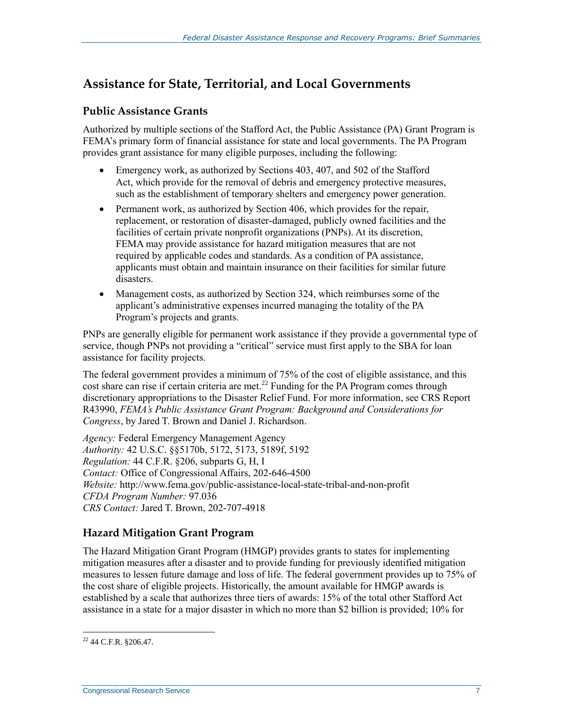## Assistance for State, Territorial, and Local Governments

### Public Assistance Grants

Authorized by multiple sections of the Stafford Act, the Public Assistance (PA) Grant Program is FEMA's primary form of financial assistance for state and local governments. The PA Program provides grant assistance for many eligible purposes, including the following:

- Emergency work, as authorized by Sections 403, 407, and 502 of the Stafford Act, which provide for the removal of debris and emergency protective measures, such as the establishment of temporary shelters and emergency power generation.
- Permanent work, as authorized by Section 406, which provides for the repair, replacement, or restoration of disaster-damaged, publicly owned facilities and the facilities of certain private nonprofit organizations (PNPs). At its discretion, FEMA may provide assistance for hazard mitigation measures that are not required by applicable codes and standards. As a condition of PA assistance, applicants must obtain and maintain insurance on their facilities for similar future disasters.
- Management costs, as authorized by Section 324, which reimburses some of the applicant's administrative expenses incurred managing the totality of the PA Program's projects and grants.

PNPs are generally eligible for permanent work assistance if they provide a governmental type of service, though PNPs not providing a "critical" service must first apply to the SBA for loan assistance for facility projects.

The federal government provides a minimum of 75% of the cost of eligible assistance, and this cost share can rise if certain criteria are met.[22] Funding for the PA Program comes through discretionary appropriations to the Disaster Relief Fund. For more information, see CRS Report R43990, *FEMA's Public Assistance Grant Program: Background and Considerations for Congress*, by Jared T. Brown and Daniel J. Richardson.

*Agency:* Federal Emergency Management Agency
*Authority:* 42 U.S.C. §§5170b, 5172, 5173, 5189f, 5192
*Regulation:* 44 C.F.R. §206, subparts G, H, I
*Contact:* Office of Congressional Affairs, 202-646-4500
*Website:* http://www.fema.gov/public-assistance-local-state-tribal-and-non-profit
*CFDA Program Number:* 97.036
*CRS Contact:* Jared T. Brown, 202-707-4918

### Hazard Mitigation Grant Program

The Hazard Mitigation Grant Program (HMGP) provides grants to states for implementing mitigation measures after a disaster and to provide funding for previously identified mitigation measures to lessen future damage and loss of life. The federal government provides up to 75% of the cost share of eligible projects. Historically, the amount available for HMGP awards is established by a scale that authorizes three tiers of awards: 15% of the total other Stafford Act assistance in a state for a major disaster in which no more than $2 billion is provided; 10% for

[22] 44 C.F.R. §206.47.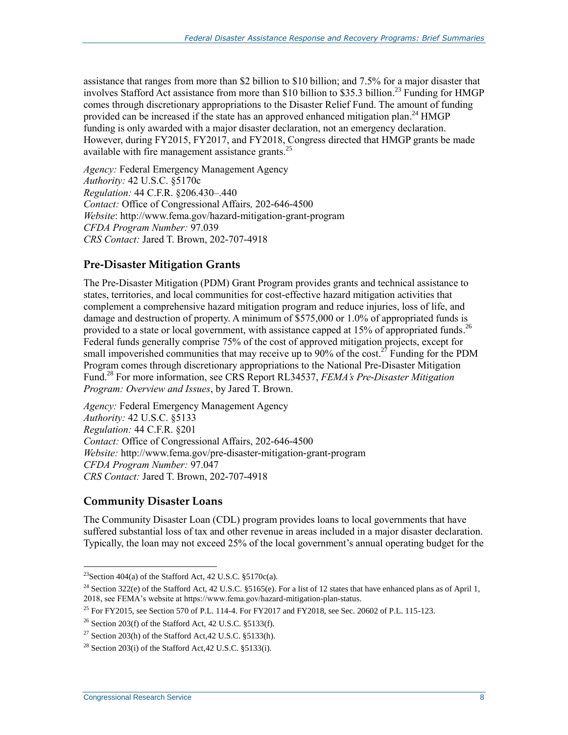assistance that ranges from more than $2 billion to $10 billion; and 7.5% for a major disaster that involves Stafford Act assistance from more than $10 billion to $35.3 billion.[23] Funding for HMGP comes through discretionary appropriations to the Disaster Relief Fund. The amount of funding provided can be increased if the state has an approved enhanced mitigation plan.[24] HMGP funding is only awarded with a major disaster declaration, not an emergency declaration. However, during FY2015, FY2017, and FY2018, Congress directed that HMGP grants be made available with fire management assistance grants.[25]

*Agency:* Federal Emergency Management Agency
*Authority:* 42 U.S.C. §5170c
*Regulation:* 44 C.F.R. §206.430–.440
*Contact:* Office of Congressional Affairs*,* 202-646-4500
*Website*: http://www.fema.gov/hazard-mitigation-grant-program
*CFDA Program Number:* 97.039
*CRS Contact:* Jared T. Brown, 202-707-4918

## Pre-Disaster Mitigation Grants

The Pre-Disaster Mitigation (PDM) Grant Program provides grants and technical assistance to states, territories, and local communities for cost-effective hazard mitigation activities that complement a comprehensive hazard mitigation program and reduce injuries, loss of life, and damage and destruction of property. A minimum of $575,000 or 1.0% of appropriated funds is provided to a state or local government, with assistance capped at 15% of appropriated funds.[26] Federal funds generally comprise 75% of the cost of approved mitigation projects, except for small impoverished communities that may receive up to 90% of the cost.[27] Funding for the PDM Program comes through discretionary appropriations to the National Pre-Disaster Mitigation Fund.[28] For more information, see CRS Report RL34537, *FEMA's Pre-Disaster Mitigation Program: Overview and Issues*, by Jared T. Brown.

*Agency:* Federal Emergency Management Agency
*Authority:* 42 U.S.C. §5133
*Regulation:* 44 C.F.R. §201
*Contact:* Office of Congressional Affairs, 202-646-4500
*Website:* http://www.fema.gov/pre-disaster-mitigation-grant-program
*CFDA Program Number:* 97.047
*CRS Contact:* Jared T. Brown, 202-707-4918

## Community Disaster Loans

The Community Disaster Loan (CDL) program provides loans to local governments that have suffered substantial loss of tax and other revenue in areas included in a major disaster declaration. Typically, the loan may not exceed 25% of the local government's annual operating budget for the

---

[23] Section 404(a) of the Stafford Act, 42 U.S.C. §5170c(a).

[24] Section 322(e) of the Stafford Act, 42 U.S.C. §5165(e). For a list of 12 states that have enhanced plans as of April 1, 2018, see FEMA's website at https://www.fema.gov/hazard-mitigation-plan-status.

[25] For FY2015, see Section 570 of P.L. 114-4. For FY2017 and FY2018, see Sec. 20602 of P.L. 115-123.

[26] Section 203(f) of the Stafford Act, 42 U.S.C. §5133(f).

[27] Section 203(h) of the Stafford Act,42 U.S.C. §5133(h).

[28] Section 203(i) of the Stafford Act,42 U.S.C. §5133(i).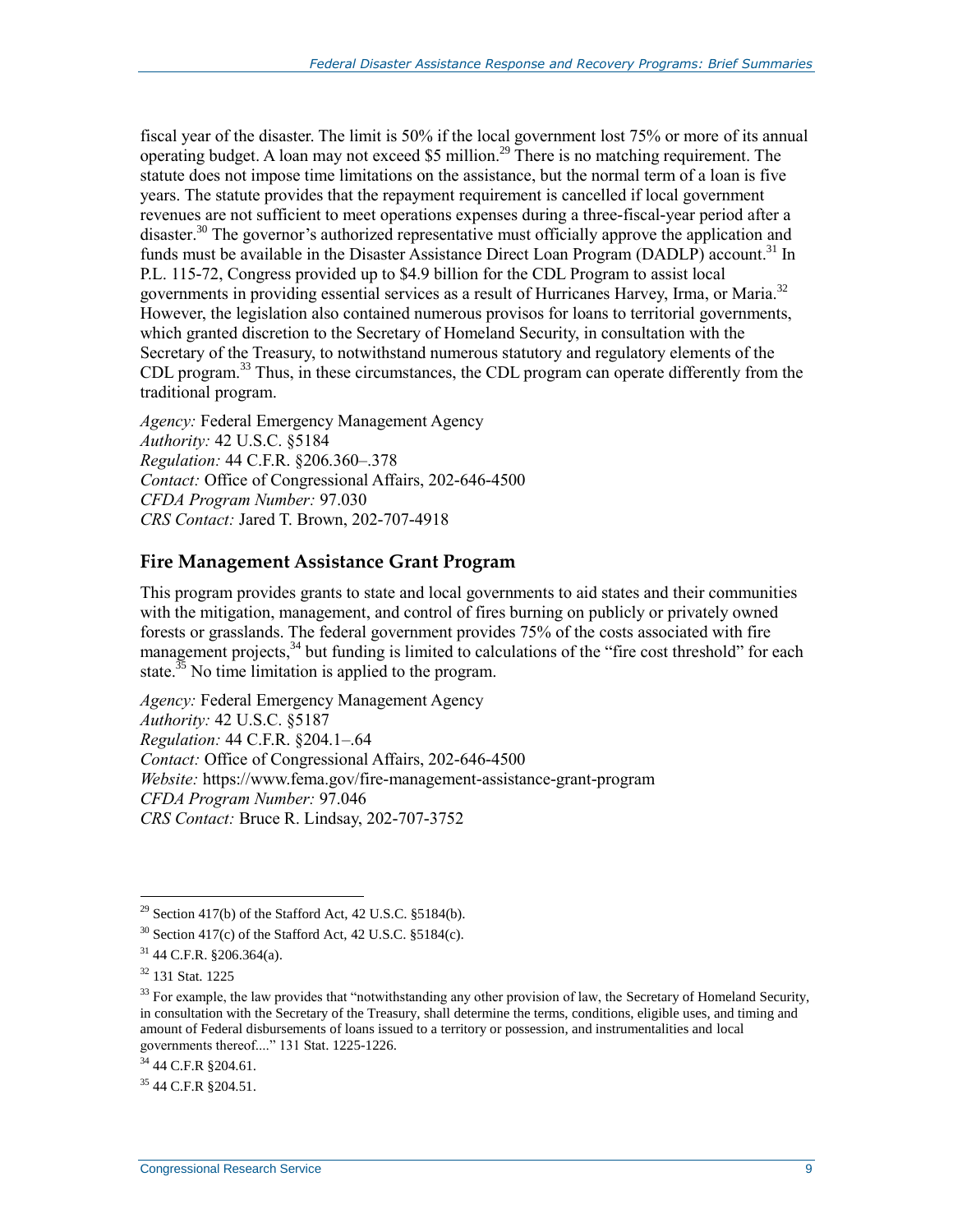fiscal year of the disaster. The limit is 50% if the local government lost 75% or more of its annual operating budget. A loan may not exceed $5 million.[29] There is no matching requirement. The statute does not impose time limitations on the assistance, but the normal term of a loan is five years. The statute provides that the repayment requirement is cancelled if local government revenues are not sufficient to meet operations expenses during a three-fiscal-year period after a disaster.[30] The governor's authorized representative must officially approve the application and funds must be available in the Disaster Assistance Direct Loan Program (DADLP) account.[31] In P.L. 115-72, Congress provided up to $4.9 billion for the CDL Program to assist local governments in providing essential services as a result of Hurricanes Harvey, Irma, or Maria.[32] However, the legislation also contained numerous provisos for loans to territorial governments, which granted discretion to the Secretary of Homeland Security, in consultation with the Secretary of the Treasury, to notwithstand numerous statutory and regulatory elements of the CDL program.[33] Thus, in these circumstances, the CDL program can operate differently from the traditional program.

*Agency:* Federal Emergency Management Agency
*Authority:* 42 U.S.C. §5184
*Regulation:* 44 C.F.R. §206.360–.378
*Contact:* Office of Congressional Affairs, 202-646-4500
*CFDA Program Number:* 97.030
*CRS Contact:* Jared T. Brown, 202-707-4918

## Fire Management Assistance Grant Program

This program provides grants to state and local governments to aid states and their communities with the mitigation, management, and control of fires burning on publicly or privately owned forests or grasslands. The federal government provides 75% of the costs associated with fire management projects,[34] but funding is limited to calculations of the "fire cost threshold" for each state.[35] No time limitation is applied to the program.

*Agency:* Federal Emergency Management Agency
*Authority:* 42 U.S.C. §5187
*Regulation:* 44 C.F.R. §204.1–.64
*Contact:* Office of Congressional Affairs, 202-646-4500
*Website:* https://www.fema.gov/fire-management-assistance-grant-program
*CFDA Program Number:* 97.046
*CRS Contact:* Bruce R. Lindsay, 202-707-3752

---

[29] Section 417(b) of the Stafford Act, 42 U.S.C. §5184(b).

[30] Section 417(c) of the Stafford Act, 42 U.S.C. §5184(c).

[31] 44 C.F.R. §206.364(a).

[32] 131 Stat. 1225

[33] For example, the law provides that "notwithstanding any other provision of law, the Secretary of Homeland Security, in consultation with the Secretary of the Treasury, shall determine the terms, conditions, eligible uses, and timing and amount of Federal disbursements of loans issued to a territory or possession, and instrumentalities and local governments thereof...." 131 Stat. 1225-1226.

[34] 44 C.F.R §204.61.

[35] 44 C.F.R §204.51.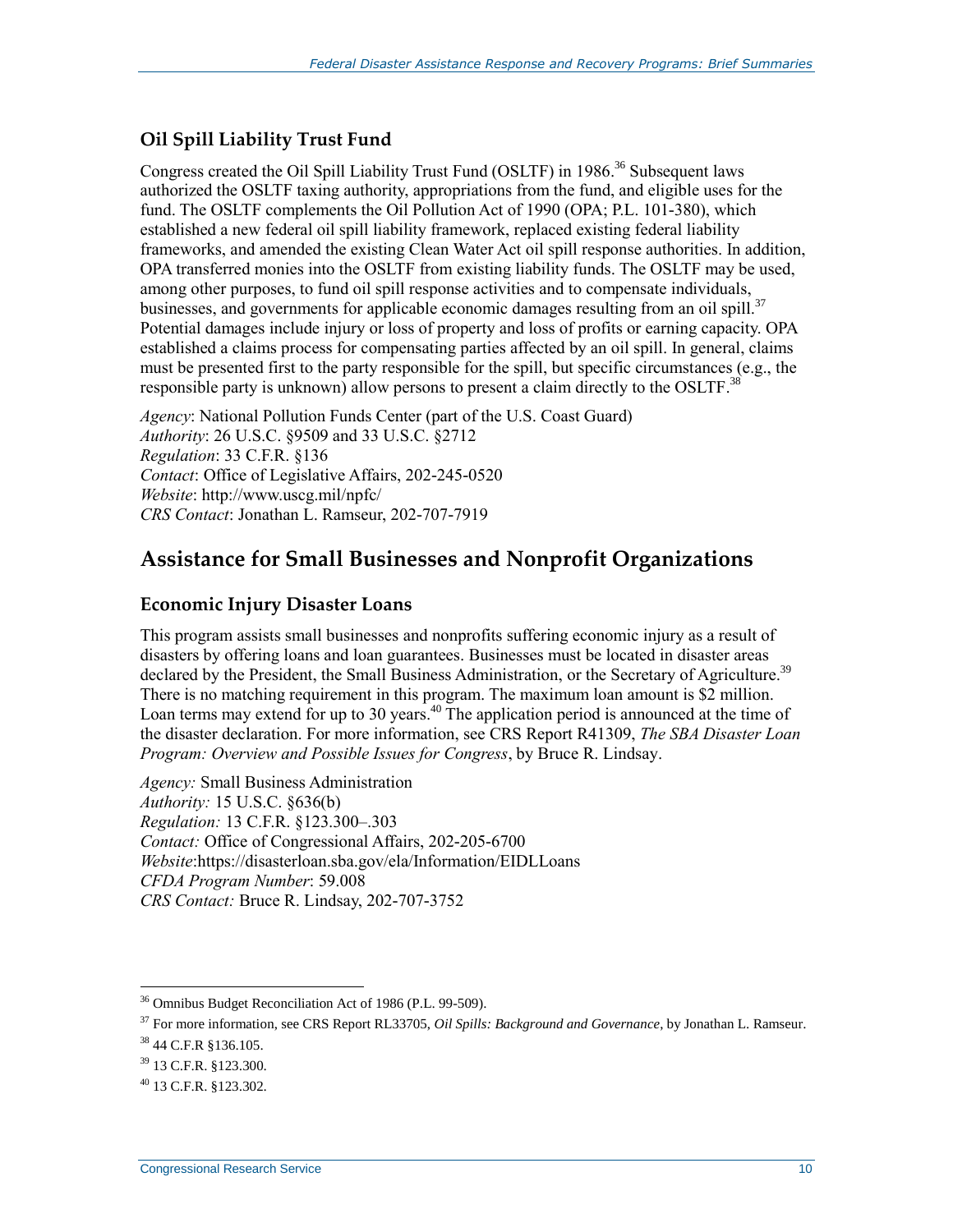### Oil Spill Liability Trust Fund

Congress created the Oil Spill Liability Trust Fund (OSLTF) in 1986.[36] Subsequent laws authorized the OSLTF taxing authority, appropriations from the fund, and eligible uses for the fund. The OSLTF complements the Oil Pollution Act of 1990 (OPA; P.L. 101-380), which established a new federal oil spill liability framework, replaced existing federal liability frameworks, and amended the existing Clean Water Act oil spill response authorities. In addition, OPA transferred monies into the OSLTF from existing liability funds. The OSLTF may be used, among other purposes, to fund oil spill response activities and to compensate individuals, businesses, and governments for applicable economic damages resulting from an oil spill.[37] Potential damages include injury or loss of property and loss of profits or earning capacity. OPA established a claims process for compensating parties affected by an oil spill. In general, claims must be presented first to the party responsible for the spill, but specific circumstances (e.g., the responsible party is unknown) allow persons to present a claim directly to the OSLTF.[38]

*Agency*: National Pollution Funds Center (part of the U.S. Coast Guard)
*Authority*: 26 U.S.C. §9509 and 33 U.S.C. §2712
*Regulation*: 33 C.F.R. §136
*Contact*: Office of Legislative Affairs, 202-245-0520
*Website*: http://www.uscg.mil/npfc/
*CRS Contact*: Jonathan L. Ramseur, 202-707-7919

## Assistance for Small Businesses and Nonprofit Organizations

### Economic Injury Disaster Loans

This program assists small businesses and nonprofits suffering economic injury as a result of disasters by offering loans and loan guarantees. Businesses must be located in disaster areas declared by the President, the Small Business Administration, or the Secretary of Agriculture.[39] There is no matching requirement in this program. The maximum loan amount is $2 million. Loan terms may extend for up to 30 years.[40] The application period is announced at the time of the disaster declaration. For more information, see CRS Report R41309, *The SBA Disaster Loan Program: Overview and Possible Issues for Congress*, by Bruce R. Lindsay.

*Agency:* Small Business Administration
*Authority:* 15 U.S.C. §636(b)
*Regulation:* 13 C.F.R. §123.300–.303
*Contact:* Office of Congressional Affairs, 202-205-6700
*Website*:https://disasterloan.sba.gov/ela/Information/EIDLLoans
*CFDA Program Number*: 59.008
*CRS Contact:* Bruce R. Lindsay, 202-707-3752

---

[36] Omnibus Budget Reconciliation Act of 1986 (P.L. 99-509).

[37] For more information, see CRS Report RL33705, *Oil Spills: Background and Governance*, by Jonathan L. Ramseur.

[38] 44 C.F.R §136.105.

[39] 13 C.F.R. §123.300.

[40] 13 C.F.R. §123.302.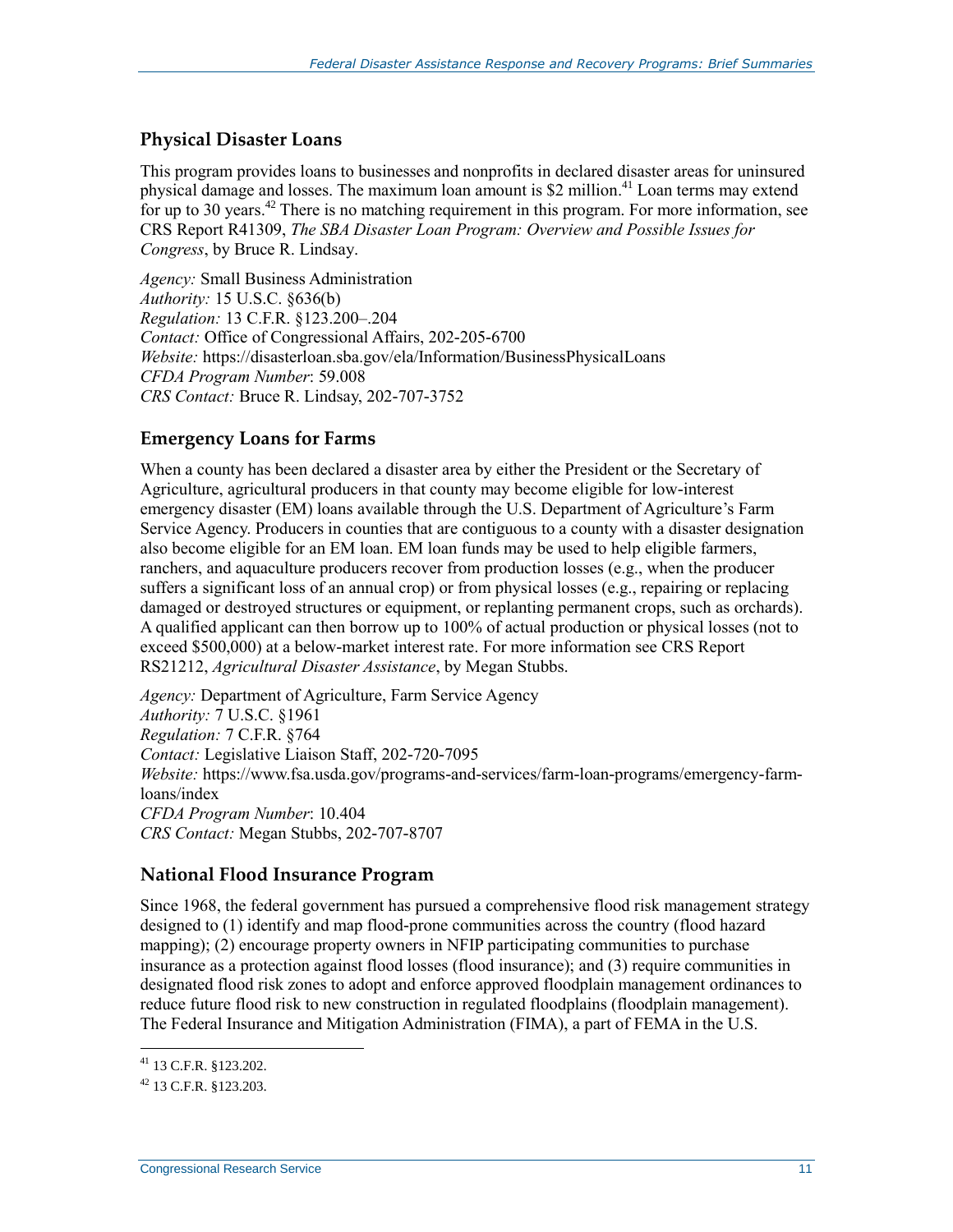### Physical Disaster Loans

This program provides loans to businesses and nonprofits in declared disaster areas for uninsured physical damage and losses. The maximum loan amount is $2 million.[41] Loan terms may extend for up to 30 years.[42] There is no matching requirement in this program. For more information, see CRS Report R41309, *The SBA Disaster Loan Program: Overview and Possible Issues for Congress*, by Bruce R. Lindsay.

*Agency:* Small Business Administration
*Authority:* 15 U.S.C. §636(b)
*Regulation:* 13 C.F.R. §123.200–.204
*Contact:* Office of Congressional Affairs, 202-205-6700
*Website:* https://disasterloan.sba.gov/ela/Information/BusinessPhysicalLoans
*CFDA Program Number*: 59.008
*CRS Contact:* Bruce R. Lindsay, 202-707-3752

### Emergency Loans for Farms

When a county has been declared a disaster area by either the President or the Secretary of Agriculture, agricultural producers in that county may become eligible for low-interest emergency disaster (EM) loans available through the U.S. Department of Agriculture's Farm Service Agency. Producers in counties that are contiguous to a county with a disaster designation also become eligible for an EM loan. EM loan funds may be used to help eligible farmers, ranchers, and aquaculture producers recover from production losses (e.g., when the producer suffers a significant loss of an annual crop) or from physical losses (e.g., repairing or replacing damaged or destroyed structures or equipment, or replanting permanent crops, such as orchards). A qualified applicant can then borrow up to 100% of actual production or physical losses (not to exceed $500,000) at a below-market interest rate. For more information see CRS Report RS21212, *Agricultural Disaster Assistance*, by Megan Stubbs.

*Agency:* Department of Agriculture, Farm Service Agency
*Authority:* 7 U.S.C. §1961
*Regulation:* 7 C.F.R. §764
*Contact:* Legislative Liaison Staff, 202-720-7095
*Website:* https://www.fsa.usda.gov/programs-and-services/farm-loan-programs/emergency-farm-loans/index
*CFDA Program Number*: 10.404
*CRS Contact:* Megan Stubbs, 202-707-8707

### National Flood Insurance Program

Since 1968, the federal government has pursued a comprehensive flood risk management strategy designed to (1) identify and map flood-prone communities across the country (flood hazard mapping); (2) encourage property owners in NFIP participating communities to purchase insurance as a protection against flood losses (flood insurance); and (3) require communities in designated flood risk zones to adopt and enforce approved floodplain management ordinances to reduce future flood risk to new construction in regulated floodplains (floodplain management). The Federal Insurance and Mitigation Administration (FIMA), a part of FEMA in the U.S.

---

[41] 13 C.F.R. §123.202.

[42] 13 C.F.R. §123.203.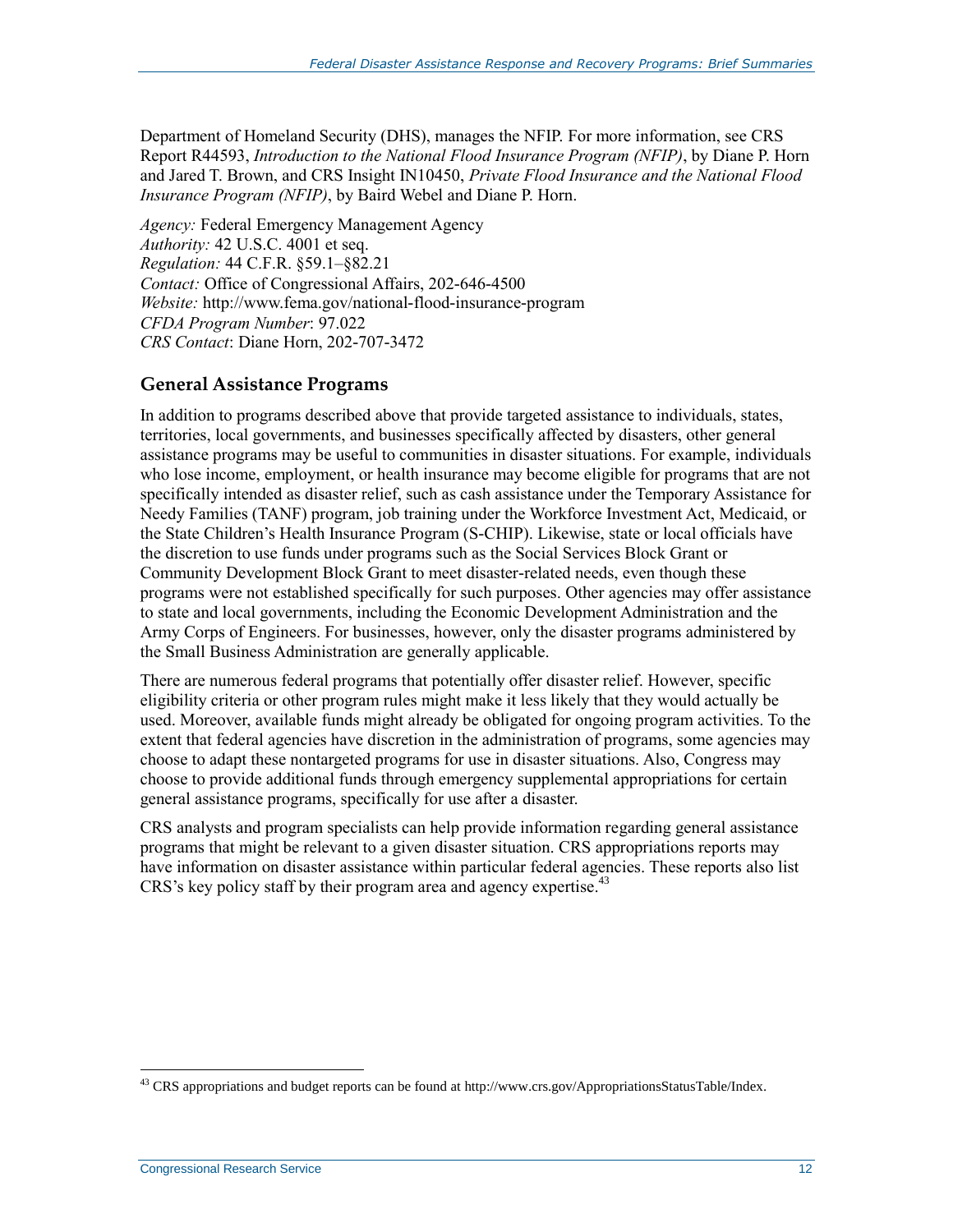Department of Homeland Security (DHS), manages the NFIP. For more information, see CRS Report R44593, *Introduction to the National Flood Insurance Program (NFIP)*, by Diane P. Horn and Jared T. Brown, and CRS Insight IN10450, *Private Flood Insurance and the National Flood Insurance Program (NFIP)*, by Baird Webel and Diane P. Horn.

*Agency:* Federal Emergency Management Agency
*Authority:* 42 U.S.C. 4001 et seq.
*Regulation:* 44 C.F.R. §59.1–§82.21
*Contact:* Office of Congressional Affairs, 202-646-4500
*Website:* http://www.fema.gov/national-flood-insurance-program
*CFDA Program Number*: 97.022
*CRS Contact*: Diane Horn, 202-707-3472

## General Assistance Programs

In addition to programs described above that provide targeted assistance to individuals, states, territories, local governments, and businesses specifically affected by disasters, other general assistance programs may be useful to communities in disaster situations. For example, individuals who lose income, employment, or health insurance may become eligible for programs that are not specifically intended as disaster relief, such as cash assistance under the Temporary Assistance for Needy Families (TANF) program, job training under the Workforce Investment Act, Medicaid, or the State Children's Health Insurance Program (S-CHIP). Likewise, state or local officials have the discretion to use funds under programs such as the Social Services Block Grant or Community Development Block Grant to meet disaster-related needs, even though these programs were not established specifically for such purposes. Other agencies may offer assistance to state and local governments, including the Economic Development Administration and the Army Corps of Engineers. For businesses, however, only the disaster programs administered by the Small Business Administration are generally applicable.

There are numerous federal programs that potentially offer disaster relief. However, specific eligibility criteria or other program rules might make it less likely that they would actually be used. Moreover, available funds might already be obligated for ongoing program activities. To the extent that federal agencies have discretion in the administration of programs, some agencies may choose to adapt these nontargeted programs for use in disaster situations. Also, Congress may choose to provide additional funds through emergency supplemental appropriations for certain general assistance programs, specifically for use after a disaster.

CRS analysts and program specialists can help provide information regarding general assistance programs that might be relevant to a given disaster situation. CRS appropriations reports may have information on disaster assistance within particular federal agencies. These reports also list CRS's key policy staff by their program area and agency expertise.[43]

[43] CRS appropriations and budget reports can be found at http://www.crs.gov/AppropriationsStatusTable/Index.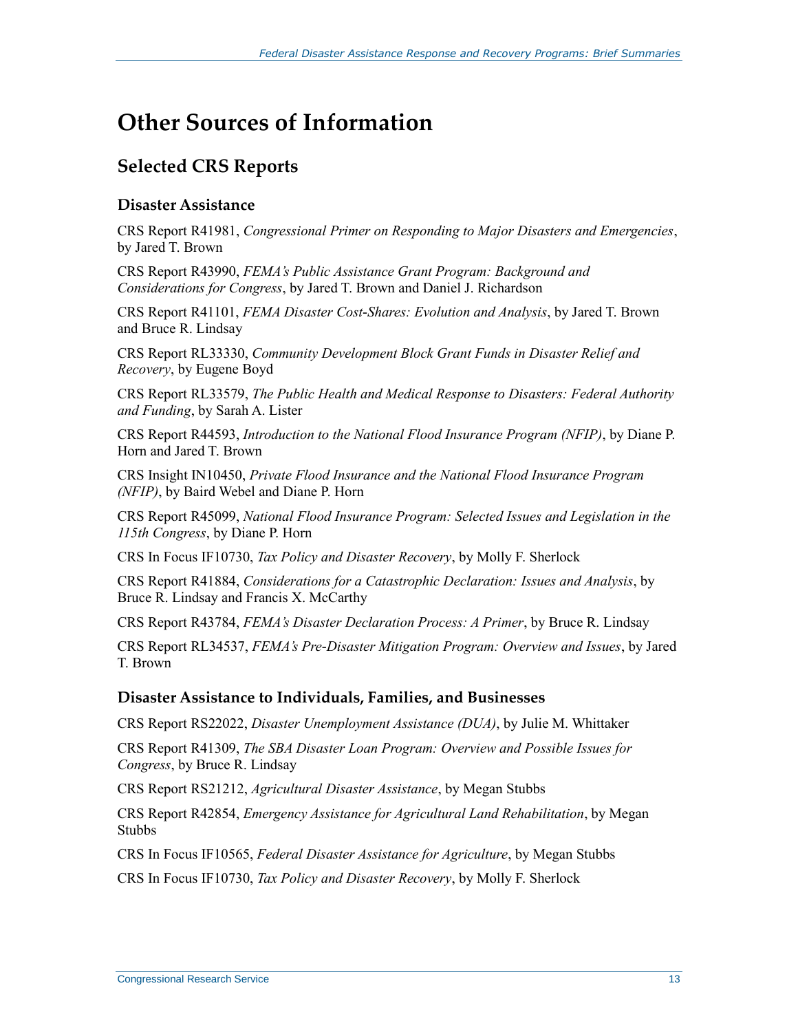# Other Sources of Information

## Selected CRS Reports

### Disaster Assistance

CRS Report R41981, *Congressional Primer on Responding to Major Disasters and Emergencies*, by Jared T. Brown

CRS Report R43990, *FEMA's Public Assistance Grant Program: Background and Considerations for Congress*, by Jared T. Brown and Daniel J. Richardson

CRS Report R41101, *FEMA Disaster Cost-Shares: Evolution and Analysis*, by Jared T. Brown and Bruce R. Lindsay

CRS Report RL33330, *Community Development Block Grant Funds in Disaster Relief and Recovery*, by Eugene Boyd

CRS Report RL33579, *The Public Health and Medical Response to Disasters: Federal Authority and Funding*, by Sarah A. Lister

CRS Report R44593, *Introduction to the National Flood Insurance Program (NFIP)*, by Diane P. Horn and Jared T. Brown

CRS Insight IN10450, *Private Flood Insurance and the National Flood Insurance Program (NFIP)*, by Baird Webel and Diane P. Horn

CRS Report R45099, *National Flood Insurance Program: Selected Issues and Legislation in the 115th Congress*, by Diane P. Horn

CRS In Focus IF10730, *Tax Policy and Disaster Recovery*, by Molly F. Sherlock

CRS Report R41884, *Considerations for a Catastrophic Declaration: Issues and Analysis*, by Bruce R. Lindsay and Francis X. McCarthy

CRS Report R43784, *FEMA's Disaster Declaration Process: A Primer*, by Bruce R. Lindsay

CRS Report RL34537, *FEMA's Pre-Disaster Mitigation Program: Overview and Issues*, by Jared T. Brown

### Disaster Assistance to Individuals, Families, and Businesses

CRS Report RS22022, *Disaster Unemployment Assistance (DUA)*, by Julie M. Whittaker

CRS Report R41309, *The SBA Disaster Loan Program: Overview and Possible Issues for Congress*, by Bruce R. Lindsay

CRS Report RS21212, *Agricultural Disaster Assistance*, by Megan Stubbs

CRS Report R42854, *Emergency Assistance for Agricultural Land Rehabilitation*, by Megan Stubbs

CRS In Focus IF10565, *Federal Disaster Assistance for Agriculture*, by Megan Stubbs

CRS In Focus IF10730, *Tax Policy and Disaster Recovery*, by Molly F. Sherlock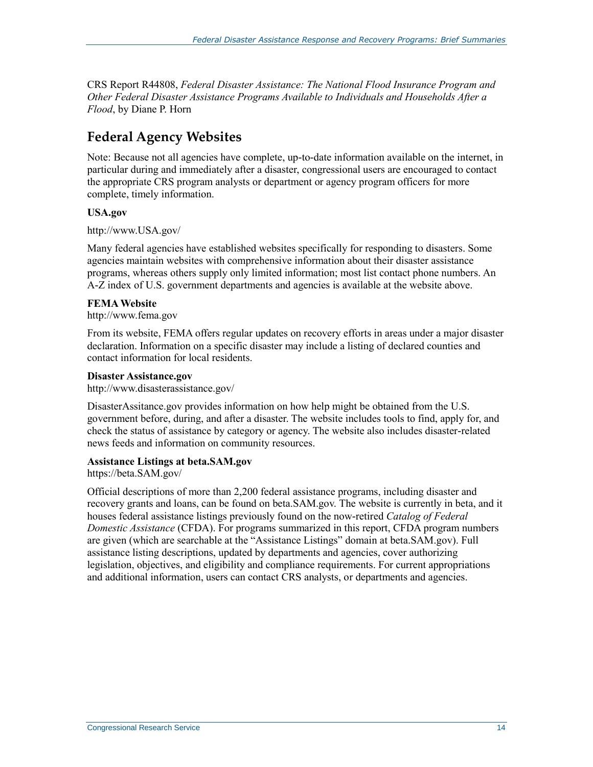CRS Report R44808, *Federal Disaster Assistance: The National Flood Insurance Program and Other Federal Disaster Assistance Programs Available to Individuals and Households After a Flood*, by Diane P. Horn

## Federal Agency Websites

Note: Because not all agencies have complete, up-to-date information available on the internet, in particular during and immediately after a disaster, congressional users are encouraged to contact the appropriate CRS program analysts or department or agency program officers for more complete, timely information.

**USA.gov**

http://www.USA.gov/

Many federal agencies have established websites specifically for responding to disasters. Some agencies maintain websites with comprehensive information about their disaster assistance programs, whereas others supply only limited information; most list contact phone numbers. An A-Z index of U.S. government departments and agencies is available at the website above.

**FEMA Website**

http://www.fema.gov

From its website, FEMA offers regular updates on recovery efforts in areas under a major disaster declaration. Information on a specific disaster may include a listing of declared counties and contact information for local residents.

**Disaster Assistance.gov**

http://www.disasterassistance.gov/

DisasterAssitance.gov provides information on how help might be obtained from the U.S. government before, during, and after a disaster. The website includes tools to find, apply for, and check the status of assistance by category or agency. The website also includes disaster-related news feeds and information on community resources.

**Assistance Listings at beta.SAM.gov**

https://beta.SAM.gov/

Official descriptions of more than 2,200 federal assistance programs, including disaster and recovery grants and loans, can be found on beta.SAM.gov. The website is currently in beta, and it houses federal assistance listings previously found on the now-retired *Catalog of Federal Domestic Assistance* (CFDA). For programs summarized in this report, CFDA program numbers are given (which are searchable at the "Assistance Listings" domain at beta.SAM.gov). Full assistance listing descriptions, updated by departments and agencies, cover authorizing legislation, objectives, and eligibility and compliance requirements. For current appropriations and additional information, users can contact CRS analysts, or departments and agencies.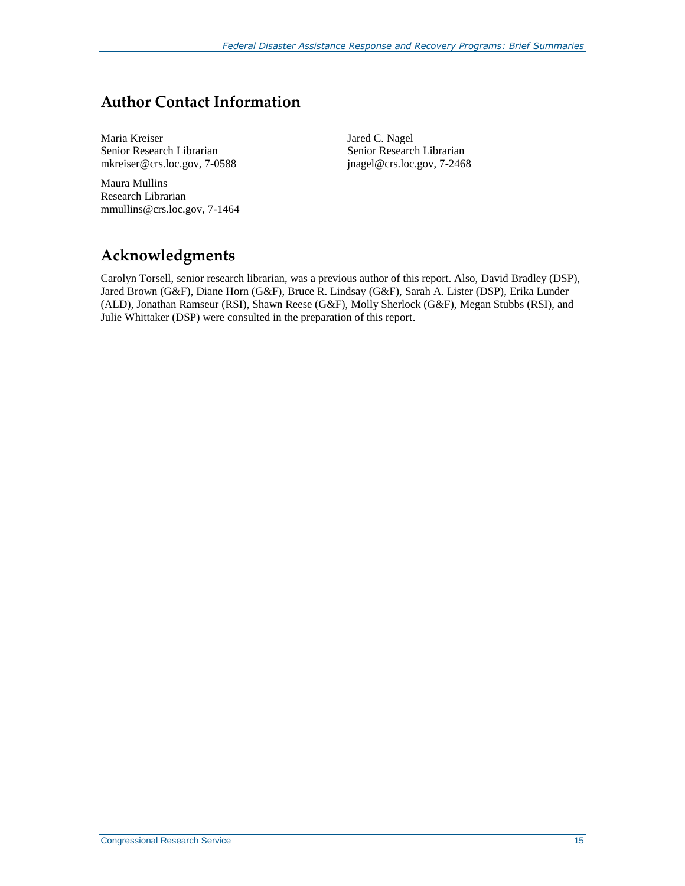## Author Contact Information

Maria Kreiser
Senior Research Librarian
mkreiser@crs.loc.gov, 7-0588

Maura Mullins
Research Librarian
mmullins@crs.loc.gov, 7-1464

Jared C. Nagel
Senior Research Librarian
jnagel@crs.loc.gov, 7-2468

## Acknowledgments

Carolyn Torsell, senior research librarian, was a previous author of this report. Also, David Bradley (DSP), Jared Brown (G&F), Diane Horn (G&F), Bruce R. Lindsay (G&F), Sarah A. Lister (DSP), Erika Lunder (ALD), Jonathan Ramseur (RSI), Shawn Reese (G&F), Molly Sherlock (G&F), Megan Stubbs (RSI), and Julie Whittaker (DSP) were consulted in the preparation of this report.